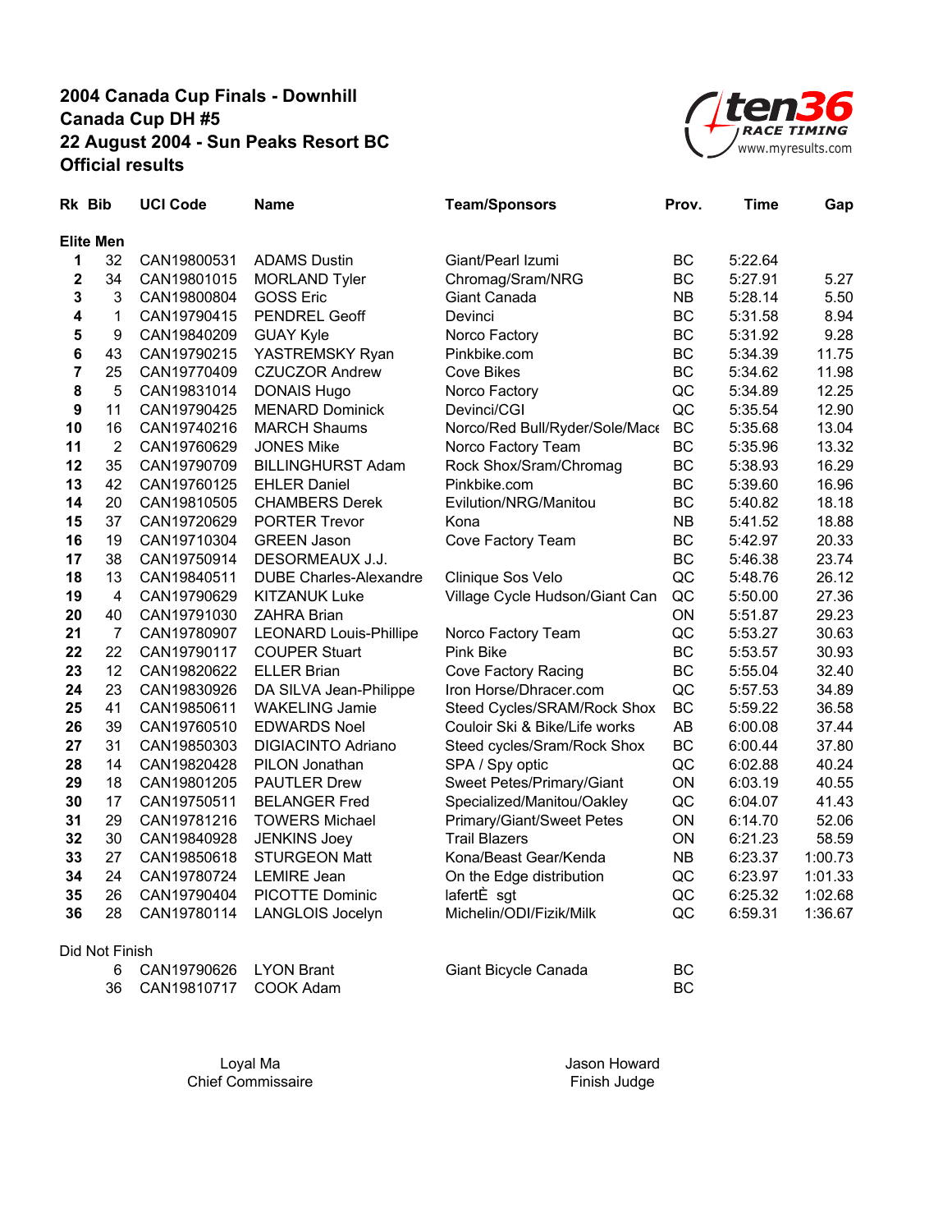# 2004 Canada Cup Finals - Downhill
## Canada Cup DH #5
## 22 August 2004 - Sun Peaks Resort BC
## Official results

ten36 RACE TIMING
www.myresults.com

| Rk | Bib | UCI Code | Name | Team/Sponsors | Prov. | Time | Gap |
|---|---|---|---|---|---|---|---|
| **Elite Men** | | | | | | | |
| **1** | 32 | CAN19800531 | ADAMS Dustin | Giant/Pearl Izumi | BC | 5:22.64 | |
| **2** | 34 | CAN19801015 | MORLAND Tyler | Chromag/Sram/NRG | BC | 5:27.91 | 5.27 |
| **3** | 3 | CAN19800804 | GOSS Eric | Giant Canada | NB | 5:28.14 | 5.50 |
| **4** | 1 | CAN19790415 | PENDREL Geoff | Devinci | BC | 5:31.58 | 8.94 |
| **5** | 9 | CAN19840209 | GUAY Kyle | Norco Factory | BC | 5:31.92 | 9.28 |
| **6** | 43 | CAN19790215 | YASTREMSKY Ryan | Pinkbike.com | BC | 5:34.39 | 11.75 |
| **7** | 25 | CAN19770409 | CZUCZOR Andrew | Cove Bikes | BC | 5:34.62 | 11.98 |
| **8** | 5 | CAN19831014 | DONAIS Hugo | Norco Factory | QC | 5:34.89 | 12.25 |
| **9** | 11 | CAN19790425 | MENARD Dominick | Devinci/CGI | QC | 5:35.54 | 12.90 |
| **10** | 16 | CAN19740216 | MARCH Shaums | Norco/Red Bull/Ryder/Sole/Mace | BC | 5:35.68 | 13.04 |
| **11** | 2 | CAN19760629 | JONES Mike | Norco Factory Team | BC | 5:35.96 | 13.32 |
| **12** | 35 | CAN19790709 | BILLINGHURST Adam | Rock Shox/Sram/Chromag | BC | 5:38.93 | 16.29 |
| **13** | 42 | CAN19760125 | EHLER Daniel | Pinkbike.com | BC | 5:39.60 | 16.96 |
| **14** | 20 | CAN19810505 | CHAMBERS Derek | Evilution/NRG/Manitou | BC | 5:40.82 | 18.18 |
| **15** | 37 | CAN19720629 | PORTER Trevor | Kona | NB | 5:41.52 | 18.88 |
| **16** | 19 | CAN19710304 | GREEN Jason | Cove Factory Team | BC | 5:42.97 | 20.33 |
| **17** | 38 | CAN19750914 | DESORMEAUX J.J. | | BC | 5:46.38 | 23.74 |
| **18** | 13 | CAN19840511 | DUBE Charles-Alexandre | Clinique Sos Velo | QC | 5:48.76 | 26.12 |
| **19** | 4 | CAN19790629 | KITZANUK Luke | Village Cycle Hudson/Giant Can | QC | 5:50.00 | 27.36 |
| **20** | 40 | CAN19791030 | ZAHRA Brian | | ON | 5:51.87 | 29.23 |
| **21** | 7 | CAN19780907 | LEONARD Louis-Phillipe | Norco Factory Team | QC | 5:53.27 | 30.63 |
| **22** | 22 | CAN19790117 | COUPER Stuart | Pink Bike | BC | 5:53.57 | 30.93 |
| **23** | 12 | CAN19820622 | ELLER Brian | Cove Factory Racing | BC | 5:55.04 | 32.40 |
| **24** | 23 | CAN19830926 | DA SILVA Jean-Philippe | Iron Horse/Dhracer.com | QC | 5:57.53 | 34.89 |
| **25** | 41 | CAN19850611 | WAKELING Jamie | Steed Cycles/SRAM/Rock Shox | BC | 5:59.22 | 36.58 |
| **26** | 39 | CAN19760510 | EDWARDS Noel | Couloir Ski & Bike/Life works | AB | 6:00.08 | 37.44 |
| **27** | 31 | CAN19850303 | DIGIACINTO Adriano | Steed cycles/Sram/Rock Shox | BC | 6:00.44 | 37.80 |
| **28** | 14 | CAN19820428 | PILON Jonathan | SPA / Spy optic | QC | 6:02.88 | 40.24 |
| **29** | 18 | CAN19801205 | PAUTLER Drew | Sweet Petes/Primary/Giant | ON | 6:03.19 | 40.55 |
| **30** | 17 | CAN19750511 | BELANGER Fred | Specialized/Manitou/Oakley | QC | 6:04.07 | 41.43 |
| **31** | 29 | CAN19781216 | TOWERS Michael | Primary/Giant/Sweet Petes | ON | 6:14.70 | 52.06 |
| **32** | 30 | CAN19840928 | JENKINS Joey | Trail Blazers | ON | 6:21.23 | 58.59 |
| **33** | 27 | CAN19850618 | STURGEON Matt | Kona/Beast Gear/Kenda | NB | 6:23.37 | 1:00.73 |
| **34** | 24 | CAN19780724 | LEMIRE Jean | On the Edge distribution | QC | 6:23.97 | 1:01.33 |
| **35** | 26 | CAN19790404 | PICOTTE Dominic | lafertÈ sgt | QC | 6:25.32 | 1:02.68 |
| **36** | 28 | CAN19780114 | LANGLOIS Jocelyn | Michelin/ODI/Fizik/Milk | QC | 6:59.31 | 1:36.67 |
| Did Not Finish | | | | | | | |
| | 6 | CAN19790626 | LYON Brant | Giant Bicycle Canada | BC | | |
| | 36 | CAN19810717 | COOK Adam | | BC | | |

Loyal Ma
Chief Commissaire

Jason Howard
Finish Judge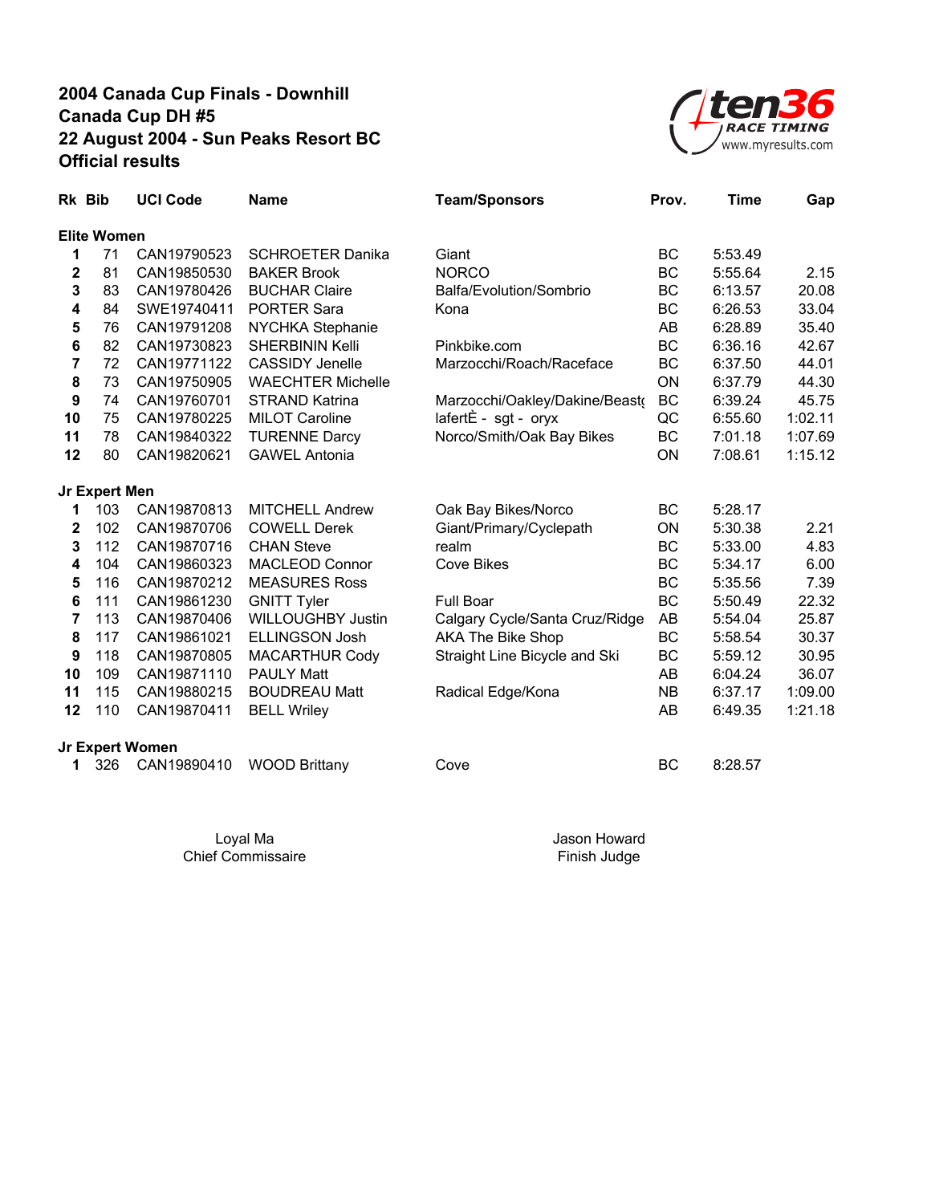# 2004 Canada Cup Finals - Downhill
## Canada Cup DH #5
## 22 August 2004 - Sun Peaks Resort BC
## Official results

| Rk | Bib | UCI Code | Name | Team/Sponsors | Prov. | Time | Gap |
|---|---|---|---|---|---|---|---|
| **Elite Women** | | | | | | | |
| 1 | 71 | CAN19790523 | SCHROETER Danika | Giant | BC | 5:53.49 | |
| 2 | 81 | CAN19850530 | BAKER Brook | NORCO | BC | 5:55.64 | 2.15 |
| 3 | 83 | CAN19780426 | BUCHAR Claire | Balfa/Evolution/Sombrio | BC | 6:13.57 | 20.08 |
| 4 | 84 | SWE19740411 | PORTER Sara | Kona | BC | 6:26.53 | 33.04 |
| 5 | 76 | CAN19791208 | NYCHKA Stephanie | | AB | 6:28.89 | 35.40 |
| 6 | 82 | CAN19730823 | SHERBININ Kelli | Pinkbike.com | BC | 6:36.16 | 42.67 |
| 7 | 72 | CAN19771122 | CASSIDY Jenelle | Marzocchi/Roach/Raceface | BC | 6:37.50 | 44.01 |
| 8 | 73 | CAN19750905 | WAECHTER Michelle | | ON | 6:37.79 | 44.30 |
| 9 | 74 | CAN19760701 | STRAND Katrina | Marzocchi/Oakley/Dakine/Beast | BC | 6:39.24 | 45.75 |
| 10 | 75 | CAN19780225 | MILOT Caroline | lafertÈ - sgt - oryx | QC | 6:55.60 | 1:02.11 |
| 11 | 78 | CAN19840322 | TURENNE Darcy | Norco/Smith/Oak Bay Bikes | BC | 7:01.18 | 1:07.69 |
| 12 | 80 | CAN19820621 | GAWEL Antonia | | ON | 7:08.61 | 1:15.12 |
| **Jr Expert Men** | | | | | | | |
| 1 | 103 | CAN19870813 | MITCHELL Andrew | Oak Bay Bikes/Norco | BC | 5:28.17 | |
| 2 | 102 | CAN19870706 | COWELL Derek | Giant/Primary/Cyclepath | ON | 5:30.38 | 2.21 |
| 3 | 112 | CAN19870716 | CHAN Steve | realm | BC | 5:33.00 | 4.83 |
| 4 | 104 | CAN19860323 | MACLEOD Connor | Cove Bikes | BC | 5:34.17 | 6.00 |
| 5 | 116 | CAN19870212 | MEASURES Ross | | BC | 5:35.56 | 7.39 |
| 6 | 111 | CAN19861230 | GNITT Tyler | Full Boar | BC | 5:50.49 | 22.32 |
| 7 | 113 | CAN19870406 | WILLOUGHBY Justin | Calgary Cycle/Santa Cruz/Ridge | AB | 5:54.04 | 25.87 |
| 8 | 117 | CAN19861021 | ELLINGSON Josh | AKA The Bike Shop | BC | 5:58.54 | 30.37 |
| 9 | 118 | CAN19870805 | MACARTHUR Cody | Straight Line Bicycle and Ski | BC | 5:59.12 | 30.95 |
| 10 | 109 | CAN19871110 | PAULY Matt | | AB | 6:04.24 | 36.07 |
| 11 | 115 | CAN19880215 | BOUDREAU Matt | Radical Edge/Kona | NB | 6:37.17 | 1:09.00 |
| 12 | 110 | CAN19870411 | BELL Wriley | | AB | 6:49.35 | 1:21.18 |
| **Jr Expert Women** | | | | | | | |
| 1 | 326 | CAN19890410 | WOOD Brittany | Cove | BC | 8:28.57 | |

Loyal Ma
Chief Commissaire

Jason Howard
Finish Judge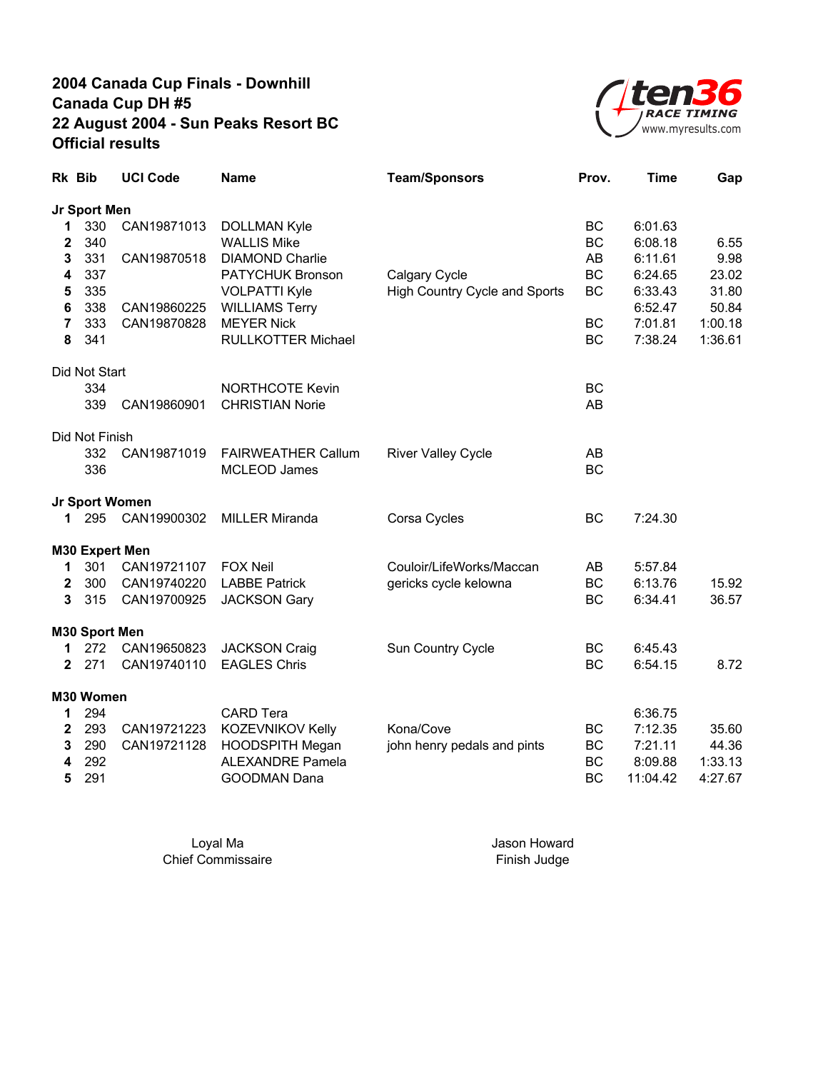**2004 Canada Cup Finals - Downhill**
**Canada Cup DH #5**
**22 August 2004 - Sun Peaks Resort BC**
**Official results**

ten36 RACE TIMING
www.myresults.com

| Rk | Bib | UCI Code | Name | Team/Sponsors | Prov. | Time | Gap |
|---|---|---|---|---|---|---|---|
| **Jr Sport Men** | | | | | | | |
| **1** | 330 | CAN19871013 | DOLLMAN Kyle | | BC | 6:01.63 | |
| **2** | 340 | | WALLIS Mike | | BC | 6:08.18 | 6.55 |
| **3** | 331 | CAN19870518 | DIAMOND Charlie | | AB | 6:11.61 | 9.98 |
| **4** | 337 | | PATYCHUK Bronson | Calgary Cycle | BC | 6:24.65 | 23.02 |
| **5** | 335 | | VOLPATTI Kyle | High Country Cycle and Sports | BC | 6:33.43 | 31.80 |
| **6** | 338 | CAN19860225 | WILLIAMS Terry | | | 6:52.47 | 50.84 |
| **7** | 333 | CAN19870828 | MEYER Nick | | BC | 7:01.81 | 1:00.18 |
| **8** | 341 | | RULLKOTTER Michael | | BC | 7:38.24 | 1:36.61 |
| Did Not Start | | | | | | | |
| | 334 | | NORTHCOTE Kevin | | BC | | |
| | 339 | CAN19860901 | CHRISTIAN Norie | | AB | | |
| Did Not Finish | | | | | | | |
| | 332 | CAN19871019 | FAIRWEATHER Callum | River Valley Cycle | AB | | |
| | 336 | | MCLEOD James | | BC | | |
| **Jr Sport Women** | | | | | | | |
| **1** | 295 | CAN19900302 | MILLER Miranda | Corsa Cycles | BC | 7:24.30 | |
| **M30 Expert Men** | | | | | | | |
| **1** | 301 | CAN19721107 | FOX Neil | Couloir/LifeWorks/Maccan | AB | 5:57.84 | |
| **2** | 300 | CAN19740220 | LABBE Patrick | gericks cycle kelowna | BC | 6:13.76 | 15.92 |
| **3** | 315 | CAN19700925 | JACKSON Gary | | BC | 6:34.41 | 36.57 |
| **M30 Sport Men** | | | | | | | |
| **1** | 272 | CAN19650823 | JACKSON Craig | Sun Country Cycle | BC | 6:45.43 | |
| **2** | 271 | CAN19740110 | EAGLES Chris | | BC | 6:54.15 | 8.72 |
| **M30 Women** | | | | | | | |
| **1** | 294 | | CARD Tera | | | 6:36.75 | |
| **2** | 293 | CAN19721223 | KOZEVNIKOV Kelly | Kona/Cove | BC | 7:12.35 | 35.60 |
| **3** | 290 | CAN19721128 | HOODSPITH Megan | john henry pedals and pints | BC | 7:21.11 | 44.36 |
| **4** | 292 | | ALEXANDRE Pamela | | BC | 8:09.88 | 1:33.13 |
| **5** | 291 | | GOODMAN Dana | | BC | 11:04.42 | 4:27.67 |

Loyal Ma
Chief Commissaire

Jason Howard
Finish Judge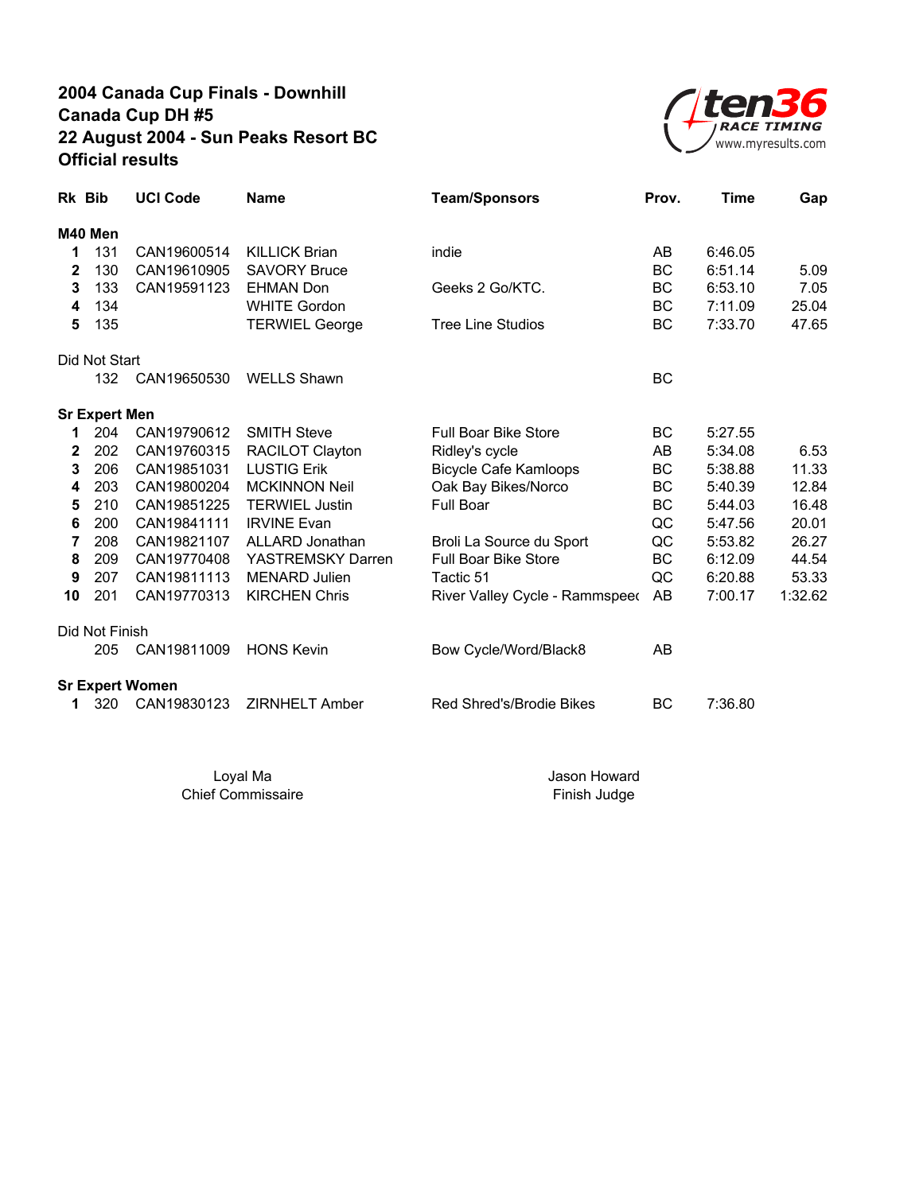# 2004 Canada Cup Finals - Downhill
## Canada Cup DH #5
## 22 August 2004 - Sun Peaks Resort BC
## Official results

ten36 RACE TIMING
www.myresults.com

| Rk | Bib | UCI Code | Name | Team/Sponsors | Prov. | Time | Gap |
|---|---|---|---|---|---|---|---|
| **M40 Men** | | | | | | | |
| **1** | 131 | CAN19600514 | KILLICK Brian | indie | AB | 6:46.05 | |
| **2** | 130 | CAN19610905 | SAVORY Bruce | | BC | 6:51.14 | 5.09 |
| **3** | 133 | CAN19591123 | EHMAN Don | Geeks 2 Go/KTC. | BC | 6:53.10 | 7.05 |
| **4** | 134 | | WHITE Gordon | | BC | 7:11.09 | 25.04 |
| **5** | 135 | | TERWIEL George | Tree Line Studios | BC | 7:33.70 | 47.65 |
| Did Not Start | | | | | | | |
| | 132 | CAN19650530 | WELLS Shawn | | BC | | |
| **Sr Expert Men** | | | | | | | |
| **1** | 204 | CAN19790612 | SMITH Steve | Full Boar Bike Store | BC | 5:27.55 | |
| **2** | 202 | CAN19760315 | RACILOT Clayton | Ridley's cycle | AB | 5:34.08 | 6.53 |
| **3** | 206 | CAN19851031 | LUSTIG Erik | Bicycle Cafe Kamloops | BC | 5:38.88 | 11.33 |
| **4** | 203 | CAN19800204 | MCKINNON Neil | Oak Bay Bikes/Norco | BC | 5:40.39 | 12.84 |
| **5** | 210 | CAN19851225 | TERWIEL Justin | Full Boar | BC | 5:44.03 | 16.48 |
| **6** | 200 | CAN19841111 | IRVINE Evan | | QC | 5:47.56 | 20.01 |
| **7** | 208 | CAN19821107 | ALLARD Jonathan | Broli La Source du Sport | QC | 5:53.82 | 26.27 |
| **8** | 209 | CAN19770408 | YASTREMSKY Darren | Full Boar Bike Store | BC | 6:12.09 | 44.54 |
| **9** | 207 | CAN19811113 | MENARD Julien | Tactic 51 | QC | 6:20.88 | 53.33 |
| **10** | 201 | CAN19770313 | KIRCHEN Chris | River Valley Cycle - Rammspeed | AB | 7:00.17 | 1:32.62 |
| Did Not Finish | | | | | | | |
| | 205 | CAN19811009 | HONS Kevin | Bow Cycle/Word/Black8 | AB | | |
| **Sr Expert Women** | | | | | | | |
| **1** | 320 | CAN19830123 | ZIRNHELT Amber | Red Shred's/Brodie Bikes | BC | 7:36.80 | |

Loyal Ma
Chief Commissaire

Jason Howard
Finish Judge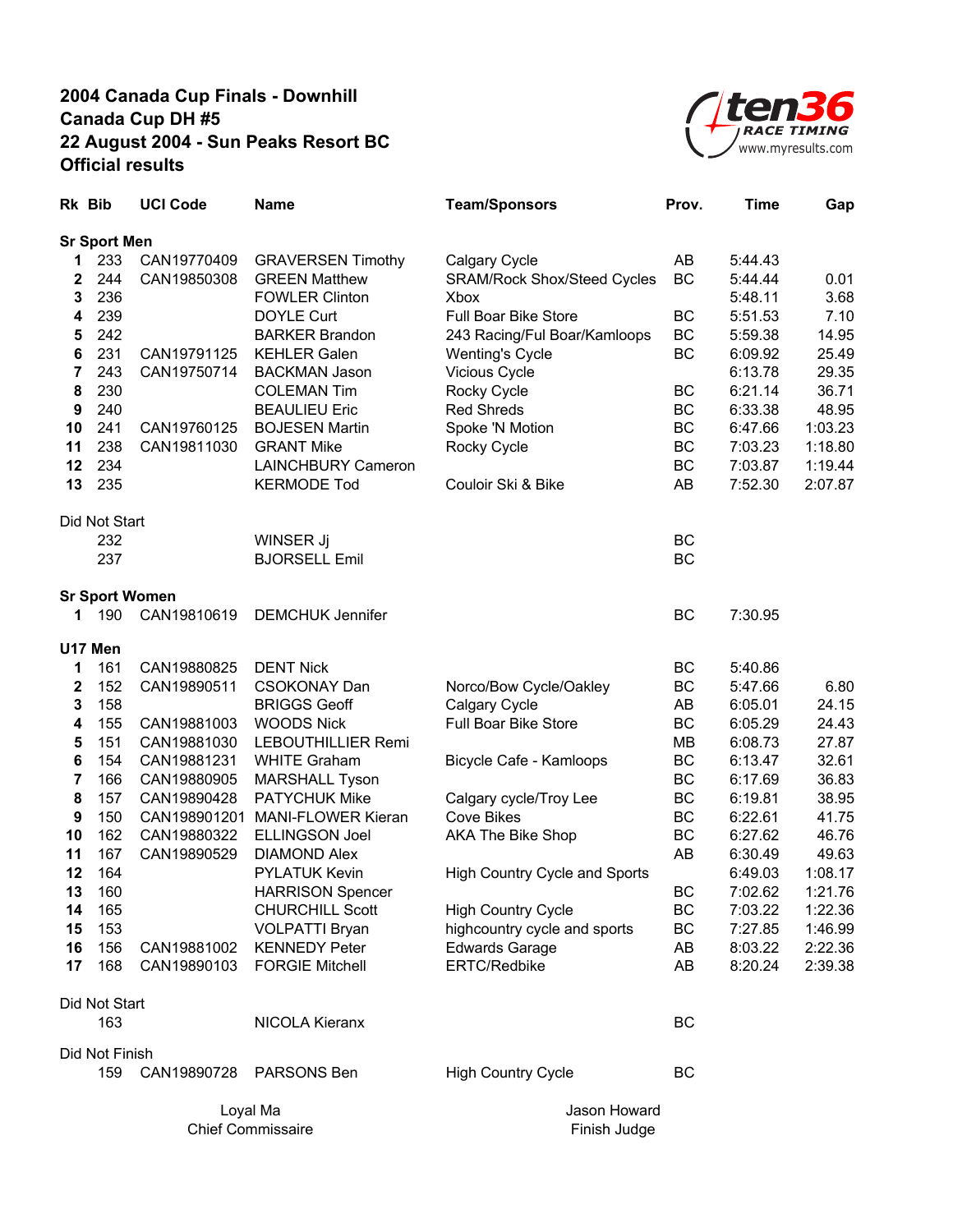# 2004 Canada Cup Finals - Downhill
## Canada Cup DH #5
## 22 August 2004 - Sun Peaks Resort BC
## Official results

ten36 RACE TIMING www.myresults.com

| Rk | Bib | UCI Code | Name | Team/Sponsors | Prov. | Time | Gap |
|---|---|---|---|---|---|---|---|
| **Sr Sport Men** | | | | | | | |
| **1** | 233 | CAN19770409 | GRAVERSEN Timothy | Calgary Cycle | AB | 5:44.43 | |
| **2** | 244 | CAN19850308 | GREEN Matthew | SRAM/Rock Shox/Steed Cycles | BC | 5:44.44 | 0.01 |
| **3** | 236 | | FOWLER Clinton | Xbox | | 5:48.11 | 3.68 |
| **4** | 239 | | DOYLE Curt | Full Boar Bike Store | BC | 5:51.53 | 7.10 |
| **5** | 242 | | BARKER Brandon | 243 Racing/Ful Boar/Kamloops | BC | 5:59.38 | 14.95 |
| **6** | 231 | CAN19791125 | KEHLER Galen | Wenting's Cycle | BC | 6:09.92 | 25.49 |
| **7** | 243 | CAN19750714 | BACKMAN Jason | Vicious Cycle | | 6:13.78 | 29.35 |
| **8** | 230 | | COLEMAN Tim | Rocky Cycle | BC | 6:21.14 | 36.71 |
| **9** | 240 | | BEAULIEU Eric | Red Shreds | BC | 6:33.38 | 48.95 |
| **10** | 241 | CAN19760125 | BOJESEN Martin | Spoke 'N Motion | BC | 6:47.66 | 1:03.23 |
| **11** | 238 | CAN19811030 | GRANT Mike | Rocky Cycle | BC | 7:03.23 | 1:18.80 |
| **12** | 234 | | LAINCHBURY Cameron | | BC | 7:03.87 | 1:19.44 |
| **13** | 235 | | KERMODE Tod | Couloir Ski & Bike | AB | 7:52.30 | 2:07.87 |
| Did Not Start | | | | | | | |
| | 232 | | WINSER Jj | | BC | | |
| | 237 | | BJORSELL Emil | | BC | | |
| **Sr Sport Women** | | | | | | | |
| **1** | 190 | CAN19810619 | DEMCHUK Jennifer | | BC | 7:30.95 | |
| **U17 Men** | | | | | | | |
| **1** | 161 | CAN19880825 | DENT Nick | | BC | 5:40.86 | |
| **2** | 152 | CAN19890511 | CSOKONAY Dan | Norco/Bow Cycle/Oakley | BC | 5:47.66 | 6.80 |
| **3** | 158 | | BRIGGS Geoff | Calgary Cycle | AB | 6:05.01 | 24.15 |
| **4** | 155 | CAN19881003 | WOODS Nick | Full Boar Bike Store | BC | 6:05.29 | 24.43 |
| **5** | 151 | CAN19881030 | LEBOUTHILLIER Remi | | MB | 6:08.73 | 27.87 |
| **6** | 154 | CAN19881231 | WHITE Graham | Bicycle Cafe - Kamloops | BC | 6:13.47 | 32.61 |
| **7** | 166 | CAN19880905 | MARSHALL Tyson | | BC | 6:17.69 | 36.83 |
| **8** | 157 | CAN19890428 | PATYCHUK Mike | Calgary cycle/Troy Lee | BC | 6:19.81 | 38.95 |
| **9** | 150 | CAN198901201 | MANI-FLOWER Kieran | Cove Bikes | BC | 6:22.61 | 41.75 |
| **10** | 162 | CAN19880322 | ELLINGSON Joel | AKA The Bike Shop | BC | 6:27.62 | 46.76 |
| **11** | 167 | CAN19890529 | DIAMOND Alex | | AB | 6:30.49 | 49.63 |
| **12** | 164 | | PYLATUK Kevin | High Country Cycle and Sports | | 6:49.03 | 1:08.17 |
| **13** | 160 | | HARRISON Spencer | | BC | 7:02.62 | 1:21.76 |
| **14** | 165 | | CHURCHILL Scott | High Country Cycle | BC | 7:03.22 | 1:22.36 |
| **15** | 153 | | VOLPATTI Bryan | highcountry cycle and sports | BC | 7:27.85 | 1:46.99 |
| **16** | 156 | CAN19881002 | KENNEDY Peter | Edwards Garage | AB | 8:03.22 | 2:22.36 |
| **17** | 168 | CAN19890103 | FORGIE Mitchell | ERTC/Redbike | AB | 8:20.24 | 2:39.38 |
| Did Not Start | | | | | | | |
| | 163 | | NICOLA Kieranx | | BC | | |
| Did Not Finish | | | | | | | |
| | 159 | CAN19890728 | PARSONS Ben | High Country Cycle | BC | | |

Loyal Ma
Chief Commissaire

Jason Howard
Finish Judge